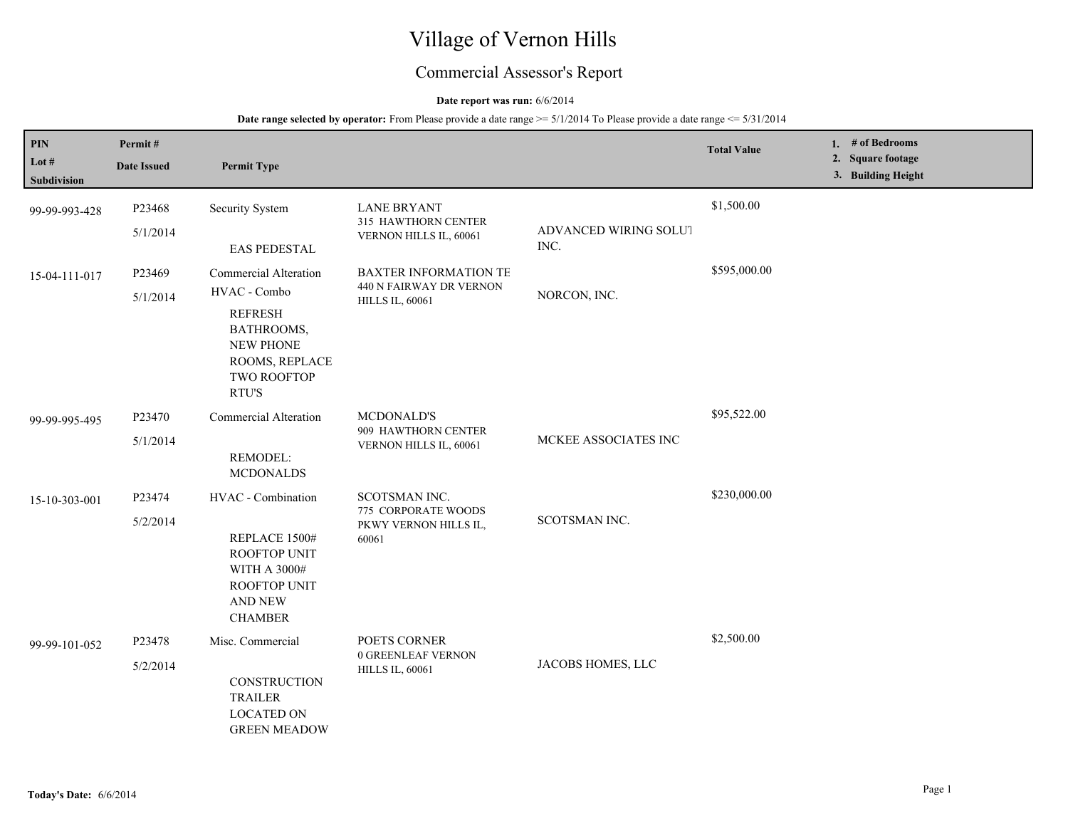# Village of Vernon Hills

## Commercial Assessor's Report

**Date report was run:** 6/6/2014

**Date range selected by operator:** From Please provide a date range >= 5/1/2014 To Please provide a date range <= 5/31/2014

| PIN / Lot # / Subdivision | Permit # / Date Issued | Permit Type | | | Total Value | 1. # of Bedrooms 2. Square footage 3. Building Height |
|---|---|---|---|---|---|---|
| 99-99-993-428 | P23468 5/1/2014 | Security System EAS PEDESTAL | LANE BRYANT 315 HAWTHORN CENTER VERNON HILLS IL, 60061 | ADVANCED WIRING SOLUT INC. | $1,500.00 | |
| 15-04-111-017 | P23469 5/1/2014 | Commercial Alteration HVAC - Combo REFRESH BATHROOMS, NEW PHONE ROOMS, REPLACE TWO ROOFTOP RTU'S | BAXTER INFORMATION TE 440 N FAIRWAY DR VERNON HILLS IL, 60061 | NORCON, INC. | $595,000.00 | |
| 99-99-995-495 | P23470 5/1/2014 | Commercial Alteration REMODEL: MCDONALDS | MCDONALD'S 909 HAWTHORN CENTER VERNON HILLS IL, 60061 | MCKEE ASSOCIATES INC | $95,522.00 | |
| 15-10-303-001 | P23474 5/2/2014 | HVAC - Combination REPLACE 1500# ROOFTOP UNIT WITH A 3000# ROOFTOP UNIT AND NEW CHAMBER | SCOTSMAN INC. 775 CORPORATE WOODS PKWY VERNON HILLS IL, 60061 | SCOTSMAN INC. | $230,000.00 | |
| 99-99-101-052 | P23478 5/2/2014 | Misc. Commercial CONSTRUCTION TRAILER LOCATED ON GREEN MEADOW | POETS CORNER 0 GREENLEAF VERNON HILLS IL, 60061 | JACOBS HOMES, LLC | $2,500.00 | |

**Today's Date:** 6/6/2014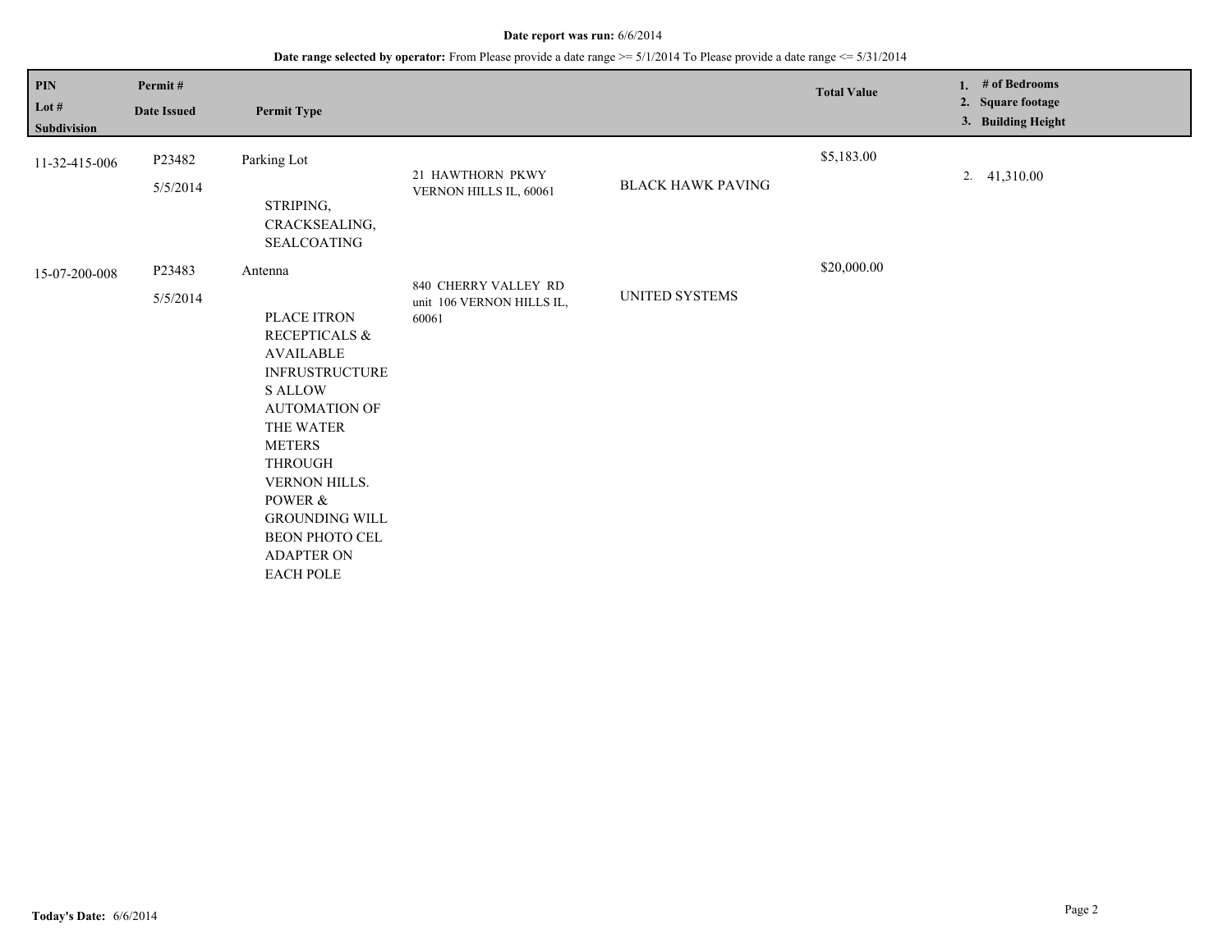**Date report was run:** 6/6/2014

**Date range selected by operator:** From Please provide a date range >= 5/1/2014 To Please provide a date range <= 5/31/2014

| PIN<br>Lot #<br>Subdivision | Permit #<br>Date Issued | Permit Type | | | Total Value | 1. # of Bedrooms<br>2. Square footage<br>3. Building Height |
|---|---|---|---|---|---|---|
| 11-32-415-006 | P23482<br>5/5/2014 | Parking Lot<br><br>STRIPING, CRACKSEALING, SEALCOATING | 21 HAWTHORN PKWY VERNON HILLS IL, 60061 | BLACK HAWK PAVING | $5,183.00 | 2. 41,310.00 |
| 15-07-200-008 | P23483<br>5/5/2014 | Antenna<br><br>PLACE ITRON RECEPTICALS & AVAILABLE INFRUSTRUCTURES ALLOW AUTOMATION OF THE WATER METERS THROUGH VERNON HILLS. POWER & GROUNDING WILL BEON PHOTO CEL ADAPTER ON EACH POLE | 840 CHERRY VALLEY RD unit 106 VERNON HILLS IL, 60061 | UNITED SYSTEMS | $20,000.00 | |

**Today's Date:** 6/6/2014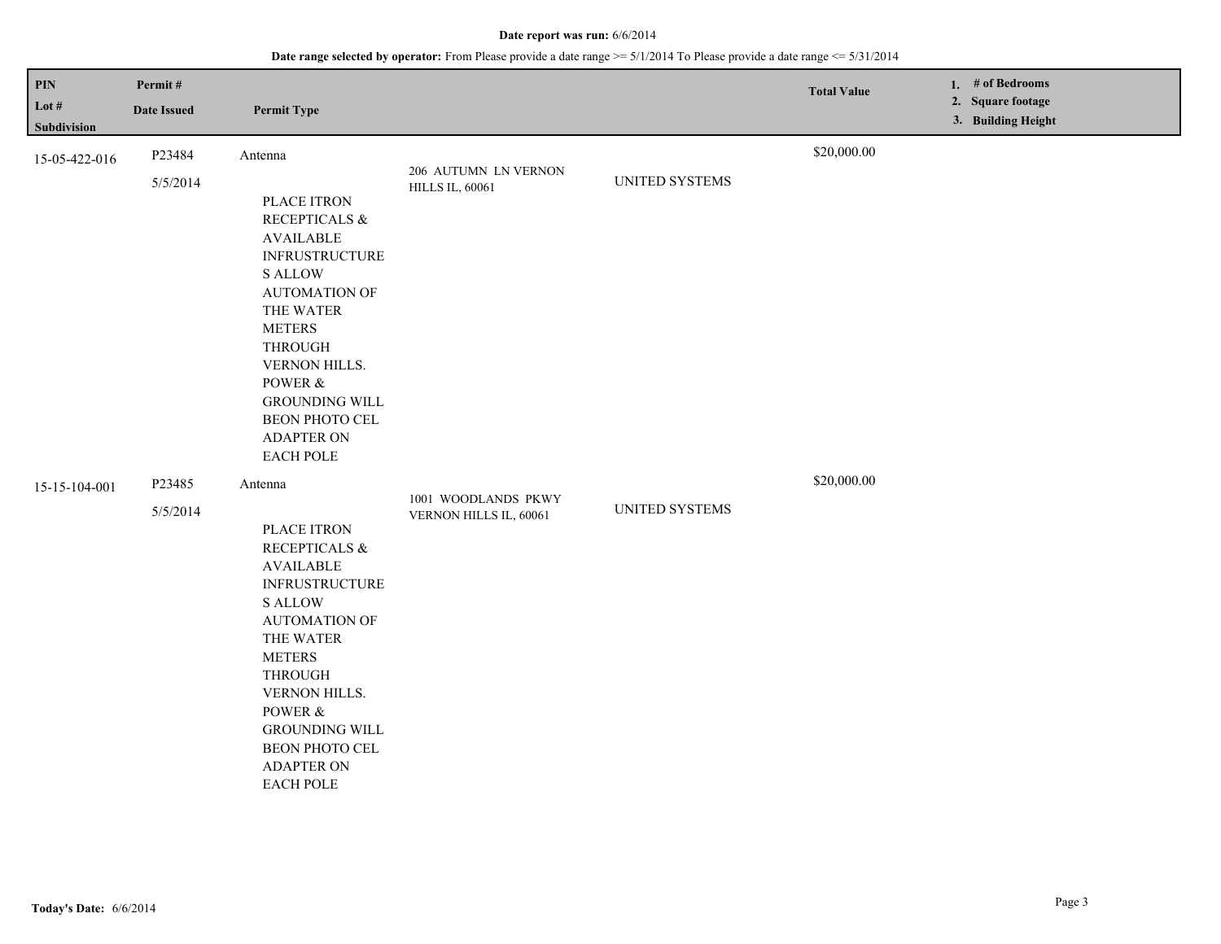**Date report was run:** 6/6/2014

**Date range selected by operator:** From Please provide a date range >= 5/1/2014 To Please provide a date range <= 5/31/2014

| PIN<br>Lot #<br>Subdivision | Permit #<br>Date Issued | Permit Type | | | Total Value | 1. # of Bedrooms<br>2. Square footage<br>3. Building Height |
|---|---|---|---|---|---|---|
| 15-05-422-016 | P23484<br>5/5/2014 | Antenna<br><br>PLACE ITRON RECEPTICALS & AVAILABLE INFRUSTRUCTURES ALLOW AUTOMATION OF THE WATER METERS THROUGH VERNON HILLS. POWER & GROUNDING WILL BEON PHOTO CEL ADAPTER ON EACH POLE | 206 AUTUMN LN VERNON HILLS IL, 60061 | UNITED SYSTEMS | $20,000.00 | |
| 15-15-104-001 | P23485<br>5/5/2014 | Antenna<br><br>PLACE ITRON RECEPTICALS & AVAILABLE INFRUSTRUCTURES ALLOW AUTOMATION OF THE WATER METERS THROUGH VERNON HILLS. POWER & GROUNDING WILL BEON PHOTO CEL ADAPTER ON EACH POLE | 1001 WOODLANDS PKWY VERNON HILLS IL, 60061 | UNITED SYSTEMS | $20,000.00 | |

**Today's Date:** 6/6/2014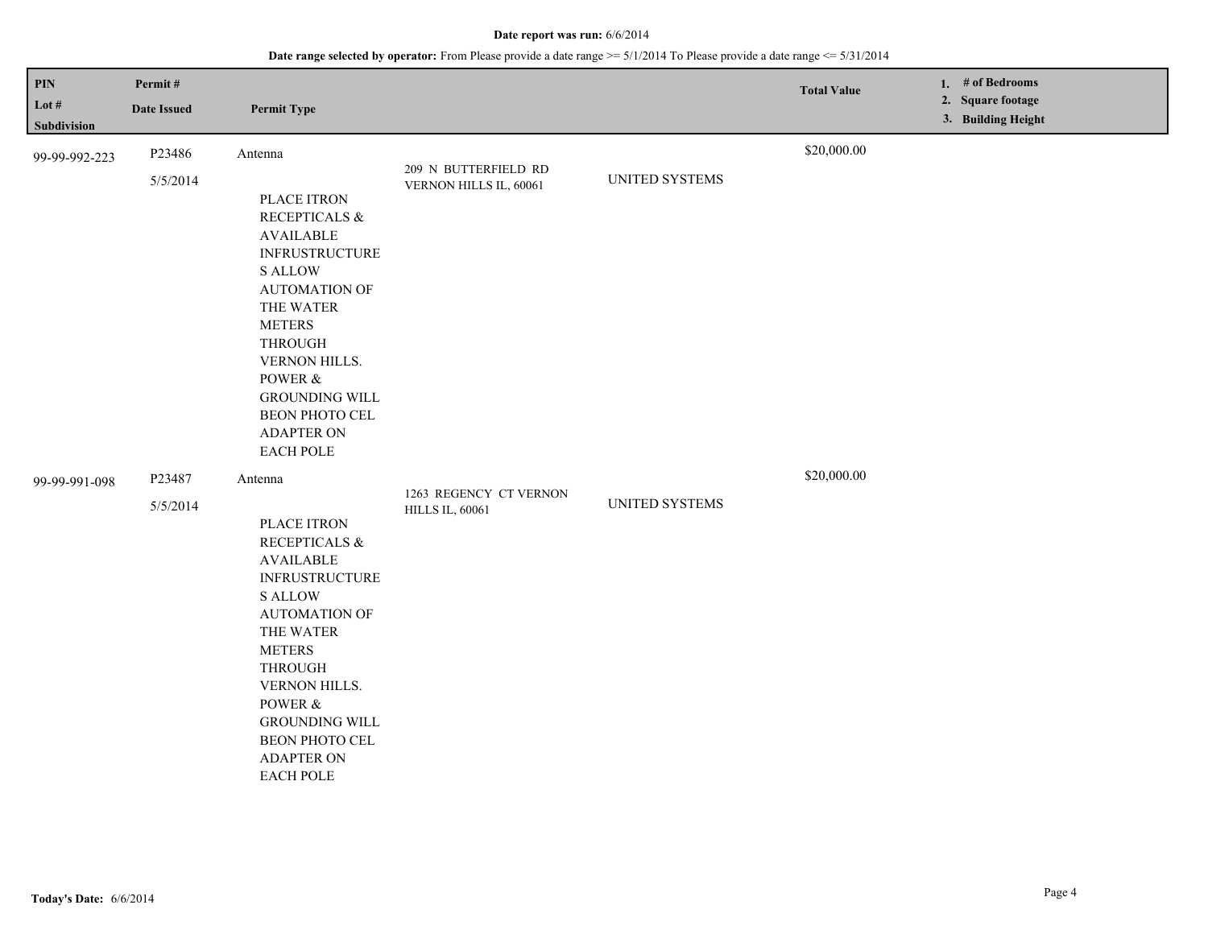**Date report was run:** 6/6/2014

**Date range selected by operator:** From Please provide a date range >= 5/1/2014 To Please provide a date range <= 5/31/2014

| PIN<br>Lot #<br>Subdivision | Permit #<br>Date Issued | Permit Type | | | Total Value | 1. # of Bedrooms<br>2. Square footage<br>3. Building Height |
|---|---|---|---|---|---|---|
| 99-99-992-223 | P23486<br>5/5/2014 | Antenna<br>PLACE ITRON RECEPTICALS & AVAILABLE INFRUSTRUCTURES ALLOW AUTOMATION OF THE WATER METERS THROUGH VERNON HILLS. POWER & GROUNDING WILL BEON PHOTO CEL ADAPTER ON EACH POLE | 209 N BUTTERFIELD RD VERNON HILLS IL, 60061 | UNITED SYSTEMS | $20,000.00 | |
| 99-99-991-098 | P23487<br>5/5/2014 | Antenna<br>PLACE ITRON RECEPTICALS & AVAILABLE INFRUSTRUCTURES ALLOW AUTOMATION OF THE WATER METERS THROUGH VERNON HILLS. POWER & GROUNDING WILL BEON PHOTO CEL ADAPTER ON EACH POLE | 1263 REGENCY CT VERNON HILLS IL, 60061 | UNITED SYSTEMS | $20,000.00 | |

**Today's Date:** 6/6/2014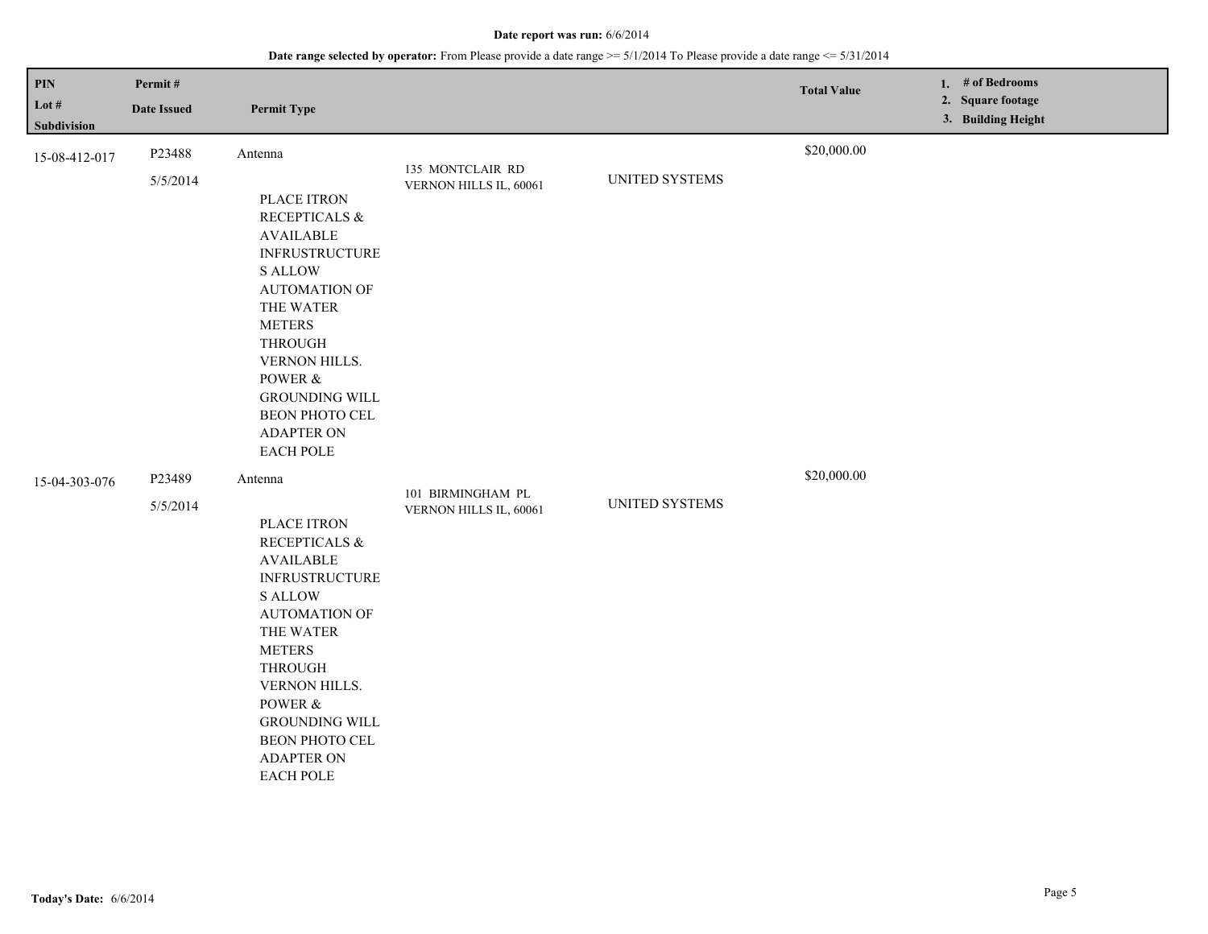**Date report was run:** 6/6/2014

**Date range selected by operator:** From Please provide a date range >= 5/1/2014 To Please provide a date range <= 5/31/2014

| PIN / Lot # / Subdivision | Permit # / Date Issued | Permit Type | | | Total Value | 1. # of Bedrooms 2. Square footage 3. Building Height |
|---|---|---|---|---|---|---|
| 15-08-412-017 | P23488 5/5/2014 | Antenna PLACE ITRON RECEPTICALS & AVAILABLE INFRUSTRUCTURE S ALLOW AUTOMATION OF THE WATER METERS THROUGH VERNON HILLS. POWER & GROUNDING WILL BEON PHOTO CEL ADAPTER ON EACH POLE | 135 MONTCLAIR RD VERNON HILLS IL, 60061 | UNITED SYSTEMS | $20,000.00 | |
| 15-04-303-076 | P23489 5/5/2014 | Antenna PLACE ITRON RECEPTICALS & AVAILABLE INFRUSTRUCTURE S ALLOW AUTOMATION OF THE WATER METERS THROUGH VERNON HILLS. POWER & GROUNDING WILL BEON PHOTO CEL ADAPTER ON EACH POLE | 101 BIRMINGHAM PL VERNON HILLS IL, 60061 | UNITED SYSTEMS | $20,000.00 | |

**Today's Date:** 6/6/2014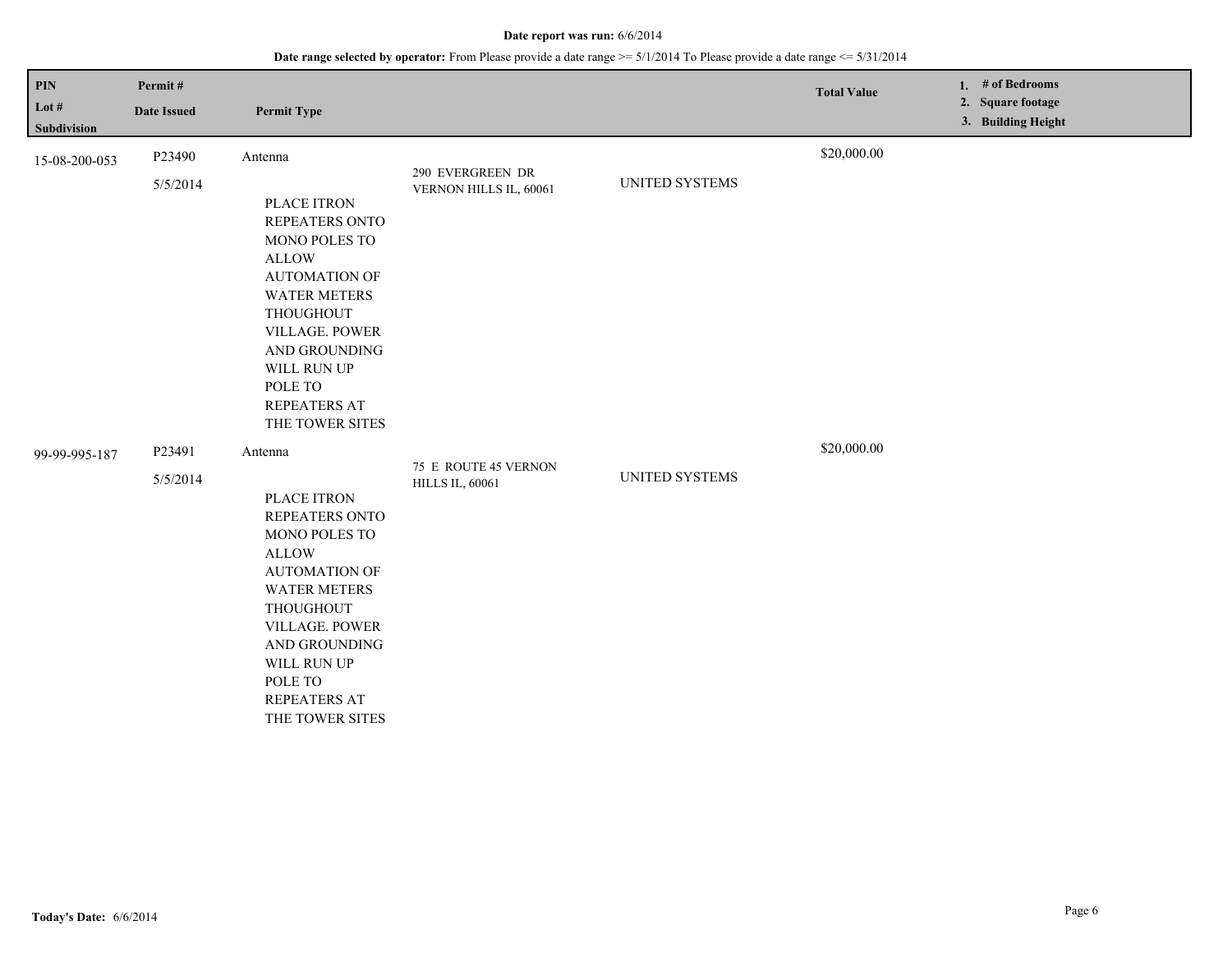**Date report was run:** 6/6/2014

**Date range selected by operator:** From Please provide a date range >= 5/1/2014 To Please provide a date range <= 5/31/2014

| PIN / Lot # / Subdivision | Permit # / Date Issued | Permit Type | | | Total Value | 1. # of Bedrooms 2. Square footage 3. Building Height |
|---|---|---|---|---|---|---|
| 15-08-200-053 | P23490 5/5/2014 | Antenna PLACE ITRON REPEATERS ONTO MONO POLES TO ALLOW AUTOMATION OF WATER METERS THOUGHOUT VILLAGE. POWER AND GROUNDING WILL RUN UP POLE TO REPEATERS AT THE TOWER SITES | 290 EVERGREEN DR VERNON HILLS IL, 60061 | UNITED SYSTEMS | $20,000.00 | |
| 99-99-995-187 | P23491 5/5/2014 | Antenna PLACE ITRON REPEATERS ONTO MONO POLES TO ALLOW AUTOMATION OF WATER METERS THOUGHOUT VILLAGE. POWER AND GROUNDING WILL RUN UP POLE TO REPEATERS AT THE TOWER SITES | 75 E ROUTE 45 VERNON HILLS IL, 60061 | UNITED SYSTEMS | $20,000.00 | |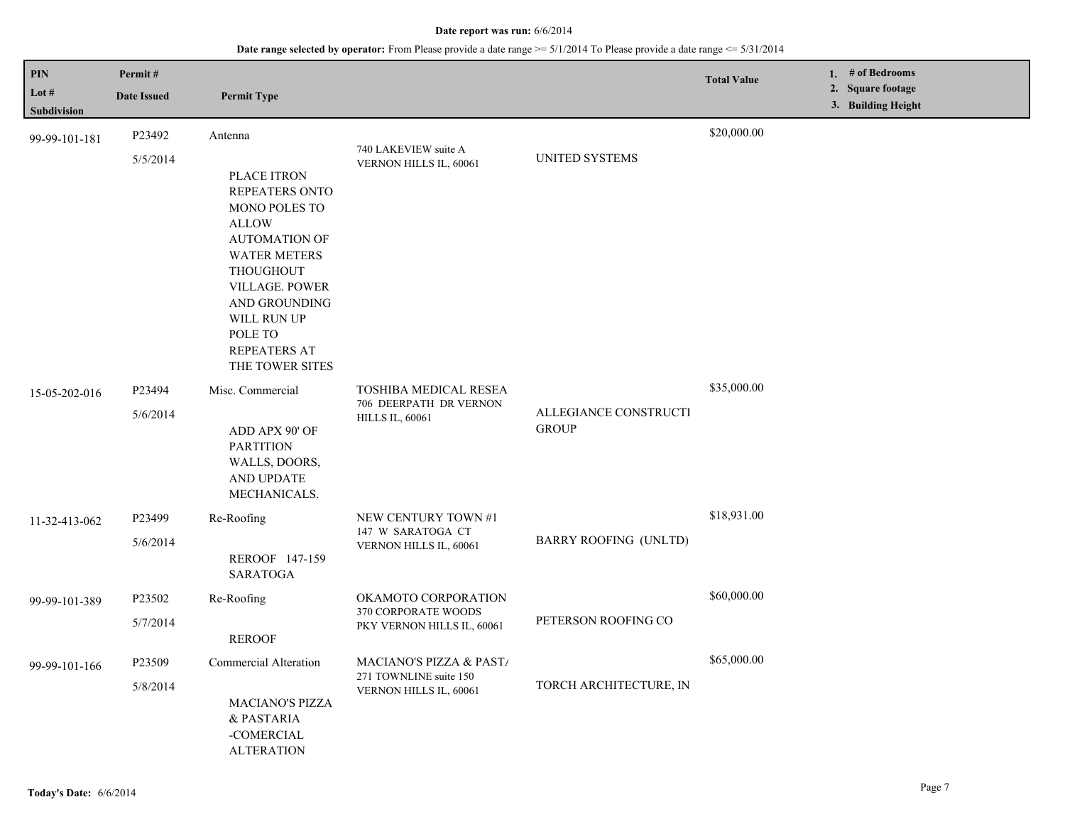**Date report was run:** 6/6/2014

**Date range selected by operator:** From Please provide a date range >= 5/1/2014 To Please provide a date range <= 5/31/2014

| PIN / Lot # / Subdivision | Permit # / Date Issued | Permit Type | | | Total Value | 1. # of Bedrooms 2. Square footage 3. Building Height |
|---|---|---|---|---|---|---|
| 99-99-101-181 | P23492 5/5/2014 | Antenna PLACE ITRON REPEATERS ONTO MONO POLES TO ALLOW AUTOMATION OF WATER METERS THOUGHOUT VILLAGE. POWER AND GROUNDING WILL RUN UP POLE TO REPEATERS AT THE TOWER SITES | 740 LAKEVIEW suite A VERNON HILLS IL, 60061 | UNITED SYSTEMS | $20,000.00 | |
| 15-05-202-016 | P23494 5/6/2014 | Misc. Commercial ADD APX 90' OF PARTITION WALLS, DOORS, AND UPDATE MECHANICALS. | TOSHIBA MEDICAL RESEA 706 DEERPATH DR VERNON HILLS IL, 60061 | ALLEGIANCE CONSTRUCTI GROUP | $35,000.00 | |
| 11-32-413-062 | P23499 5/6/2014 | Re-Roofing REROOF 147-159 SARATOGA | NEW CENTURY TOWN #1 147 W SARATOGA CT VERNON HILLS IL, 60061 | BARRY ROOFING (UNLTD) | $18,931.00 | |
| 99-99-101-389 | P23502 5/7/2014 | Re-Roofing REROOF | OKAMOTO CORPORATION 370 CORPORATE WOODS PKY VERNON HILLS IL, 60061 | PETERSON ROOFING CO | $60,000.00 | |
| 99-99-101-166 | P23509 5/8/2014 | Commercial Alteration MACIANO'S PIZZA & PASTARIA -COMERCIAL ALTERATION | MACIANO'S PIZZA & PAST/ 271 TOWNLINE suite 150 VERNON HILLS IL, 60061 | TORCH ARCHITECTURE, IN | $65,000.00 | |

**Today's Date:** 6/6/2014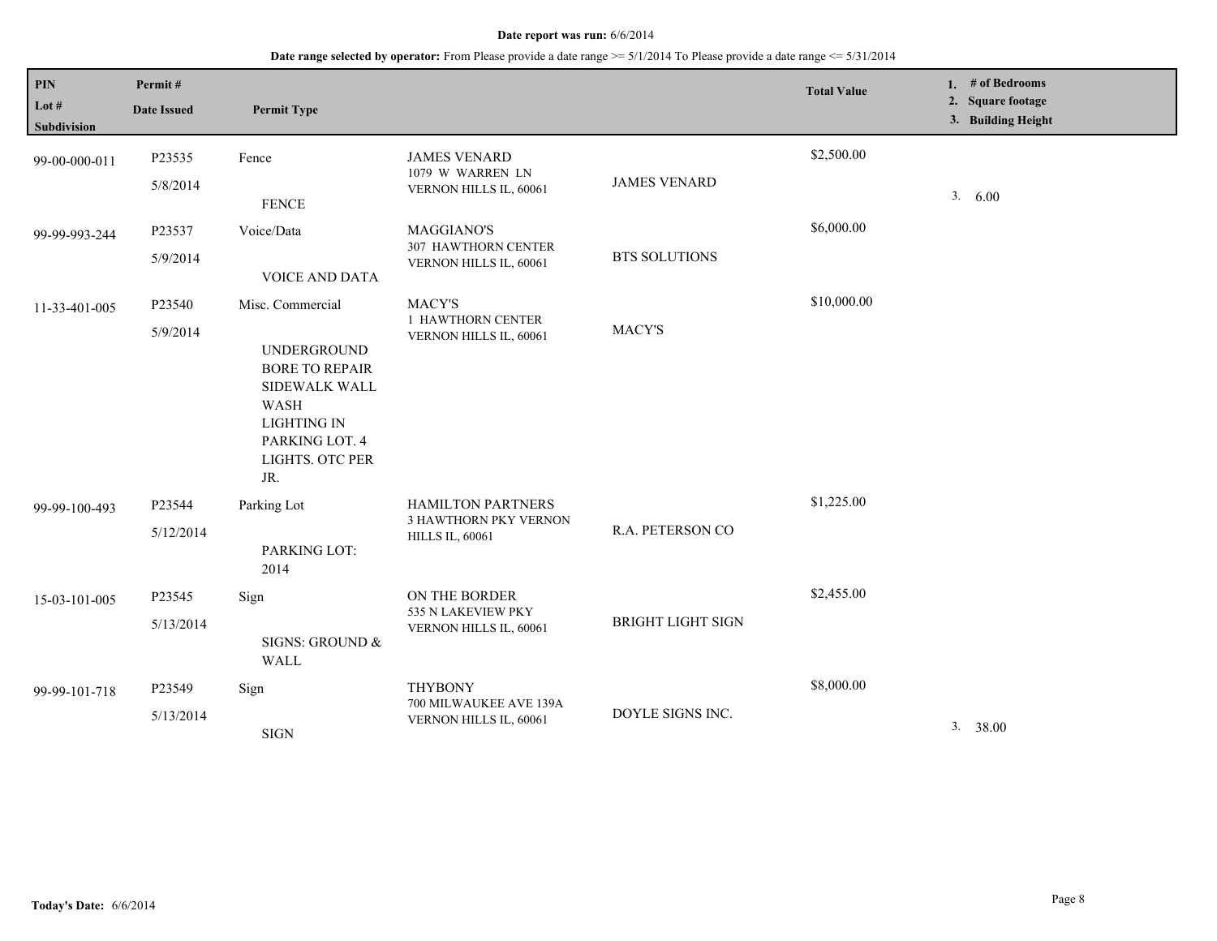**Date report was run:** 6/6/2014

**Date range selected by operator:** From Please provide a date range >= 5/1/2014 To Please provide a date range <= 5/31/2014

| PIN<br>Lot #<br>Subdivision | Permit #<br>Date Issued | Permit Type | | | Total Value | 1. # of Bedrooms<br>2. Square footage<br>3. Building Height |
|---|---|---|---|---|---|---|
| 99-00-000-011 | P23535<br>5/8/2014 | Fence<br><br>FENCE | JAMES VENARD<br>1079 W WARREN LN<br>VERNON HILLS IL, 60061 | JAMES VENARD | $2,500.00 | 3. 6.00 |
| 99-99-993-244 | P23537<br>5/9/2014 | Voice/Data<br><br>VOICE AND DATA | MAGGIANO'S<br>307 HAWTHORN CENTER<br>VERNON HILLS IL, 60061 | BTS SOLUTIONS | $6,000.00 | |
| 11-33-401-005 | P23540<br>5/9/2014 | Misc. Commercial<br><br>UNDERGROUND BORE TO REPAIR SIDEWALK WALL WASH LIGHTING IN PARKING LOT. 4 LIGHTS. OTC PER JR. | MACY'S<br>1 HAWTHORN CENTER<br>VERNON HILLS IL, 60061 | MACY'S | $10,000.00 | |
| 99-99-100-493 | P23544<br>5/12/2014 | Parking Lot<br><br>PARKING LOT: 2014 | HAMILTON PARTNERS<br>3 HAWTHORN PKY VERNON HILLS IL, 60061 | R.A. PETERSON CO | $1,225.00 | |
| 15-03-101-005 | P23545<br>5/13/2014 | Sign<br><br>SIGNS: GROUND & WALL | ON THE BORDER<br>535 N LAKEVIEW PKY<br>VERNON HILLS IL, 60061 | BRIGHT LIGHT SIGN | $2,455.00 | |
| 99-99-101-718 | P23549<br>5/13/2014 | Sign<br><br>SIGN | THYBONY<br>700 MILWAUKEE AVE 139A<br>VERNON HILLS IL, 60061 | DOYLE SIGNS INC. | $8,000.00 | 3. 38.00 |

**Today's Date:** 6/6/2014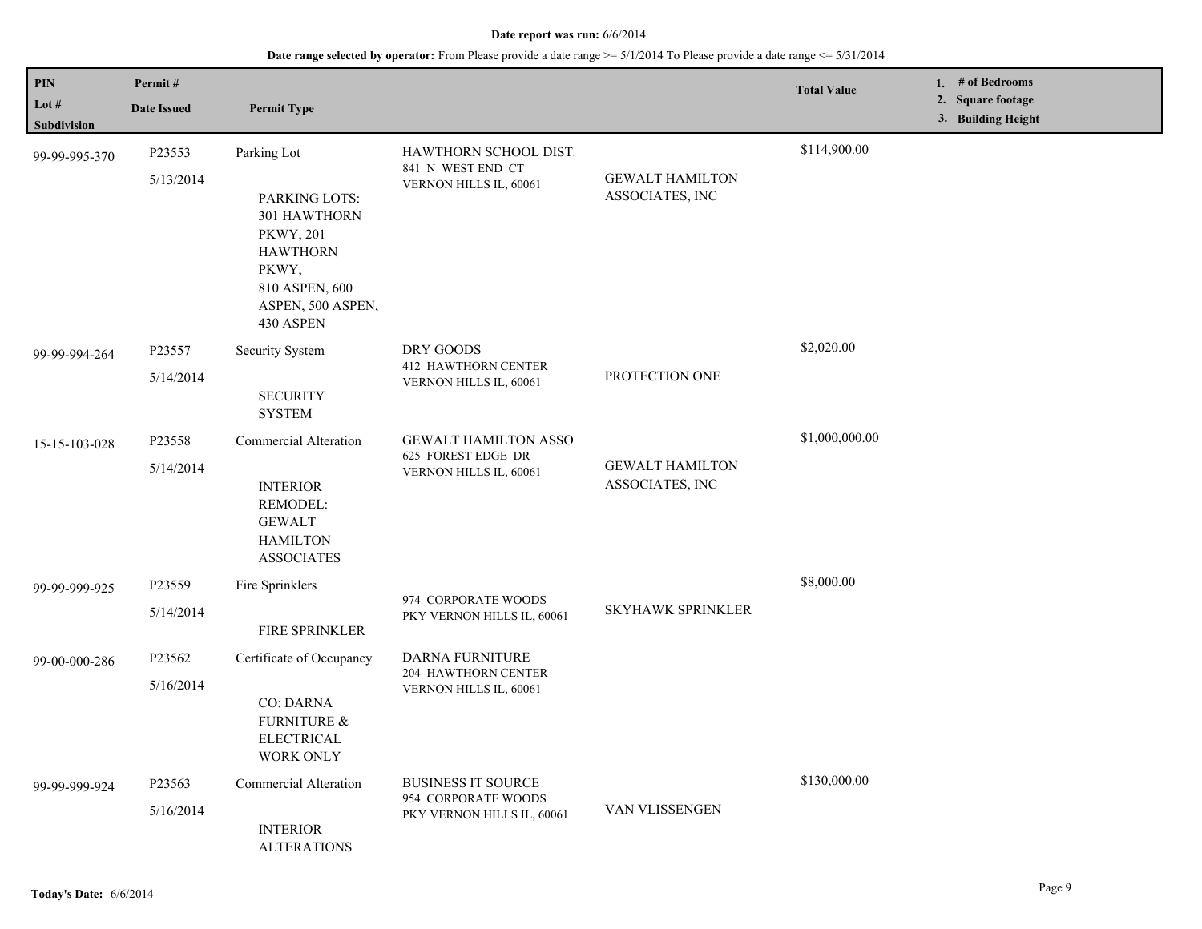**Date report was run:** 6/6/2014

**Date range selected by operator:** From Please provide a date range >= 5/1/2014 To Please provide a date range <= 5/31/2014

| PIN<br>Lot #<br>Subdivision | Permit #<br>Date Issued | Permit Type | | | Total Value | 1. # of Bedrooms<br>2. Square footage<br>3. Building Height |
|---|---|---|---|---|---|---|
| 99-99-995-370 | P23553<br>5/13/2014 | Parking Lot<br><br>PARKING LOTS: 301 HAWTHORN PKWY, 201 HAWTHORN PKWY, 810 ASPEN, 600 ASPEN, 500 ASPEN, 430 ASPEN | HAWTHORN SCHOOL DIST<br>841 N WEST END CT<br>VERNON HILLS IL, 60061 | GEWALT HAMILTON ASSOCIATES, INC | $114,900.00 | |
| 99-99-994-264 | P23557<br>5/14/2014 | Security System<br><br>SECURITY SYSTEM | DRY GOODS<br>412 HAWTHORN CENTER<br>VERNON HILLS IL, 60061 | PROTECTION ONE | $2,020.00 | |
| 15-15-103-028 | P23558<br>5/14/2014 | Commercial Alteration<br><br>INTERIOR REMODEL: GEWALT HAMILTON ASSOCIATES | GEWALT HAMILTON ASSO<br>625 FOREST EDGE DR<br>VERNON HILLS IL, 60061 | GEWALT HAMILTON ASSOCIATES, INC | $1,000,000.00 | |
| 99-99-999-925 | P23559<br>5/14/2014 | Fire Sprinklers<br><br>FIRE SPRINKLER | 974 CORPORATE WOODS PKY VERNON HILLS IL, 60061 | SKYHAWK SPRINKLER | $8,000.00 | |
| 99-00-000-286 | P23562<br>5/16/2014 | Certificate of Occupancy<br><br>CO: DARNA FURNITURE & ELECTRICAL WORK ONLY | DARNA FURNITURE<br>204 HAWTHORN CENTER<br>VERNON HILLS IL, 60061 | | | |
| 99-99-999-924 | P23563<br>5/16/2014 | Commercial Alteration<br><br>INTERIOR ALTERATIONS | BUSINESS IT SOURCE<br>954 CORPORATE WOODS PKY VERNON HILLS IL, 60061 | VAN VLISSENGEN | $130,000.00 | |

**Today's Date:** 6/6/2014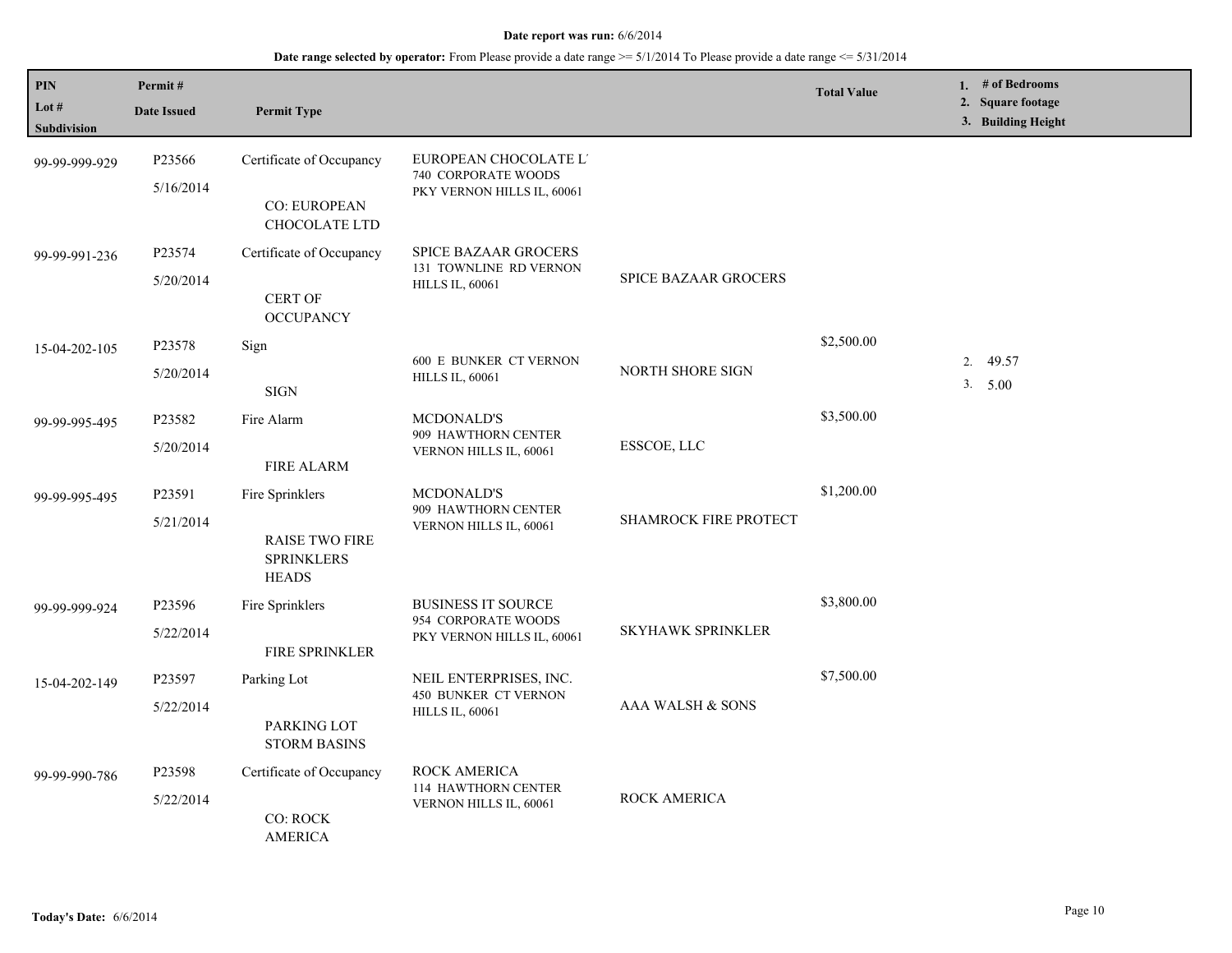**Date report was run:** 6/6/2014

**Date range selected by operator:** From Please provide a date range >= 5/1/2014 To Please provide a date range <= 5/31/2014

| PIN / Lot # / Subdivision | Permit # / Date Issued | Permit Type | | | Total Value | 1. # of Bedrooms 2. Square footage 3. Building Height |
|---|---|---|---|---|---|---|
| 99-99-999-929 | P23566 5/16/2014 | Certificate of Occupancy — CO: EUROPEAN CHOCOLATE LTD | EUROPEAN CHOCOLATE L' 740 CORPORATE WOODS PKY VERNON HILLS IL, 60061 | | | |
| 99-99-991-236 | P23574 5/20/2014 | Certificate of Occupancy — CERT OF OCCUPANCY | SPICE BAZAAR GROCERS 131 TOWNLINE RD VERNON HILLS IL, 60061 | SPICE BAZAAR GROCERS | | |
| 15-04-202-105 | P23578 5/20/2014 | Sign — SIGN | 600 E BUNKER CT VERNON HILLS IL, 60061 | NORTH SHORE SIGN | $2,500.00 | 2. 49.57 3. 5.00 |
| 99-99-995-495 | P23582 5/20/2014 | Fire Alarm — FIRE ALARM | MCDONALD'S 909 HAWTHORN CENTER VERNON HILLS IL, 60061 | ESSCOE, LLC | $3,500.00 | |
| 99-99-995-495 | P23591 5/21/2014 | Fire Sprinklers — RAISE TWO FIRE SPRINKLERS HEADS | MCDONALD'S 909 HAWTHORN CENTER VERNON HILLS IL, 60061 | SHAMROCK FIRE PROTECT | $1,200.00 | |
| 99-99-999-924 | P23596 5/22/2014 | Fire Sprinklers — FIRE SPRINKLER | BUSINESS IT SOURCE 954 CORPORATE WOODS PKY VERNON HILLS IL, 60061 | SKYHAWK SPRINKLER | $3,800.00 | |
| 15-04-202-149 | P23597 5/22/2014 | Parking Lot — PARKING LOT STORM BASINS | NEIL ENTERPRISES, INC. 450 BUNKER CT VERNON HILLS IL, 60061 | AAA WALSH & SONS | $7,500.00 | |
| 99-99-990-786 | P23598 5/22/2014 | Certificate of Occupancy — CO: ROCK AMERICA | ROCK AMERICA 114 HAWTHORN CENTER VERNON HILLS IL, 60061 | ROCK AMERICA | | |

**Today's Date:** 6/6/2014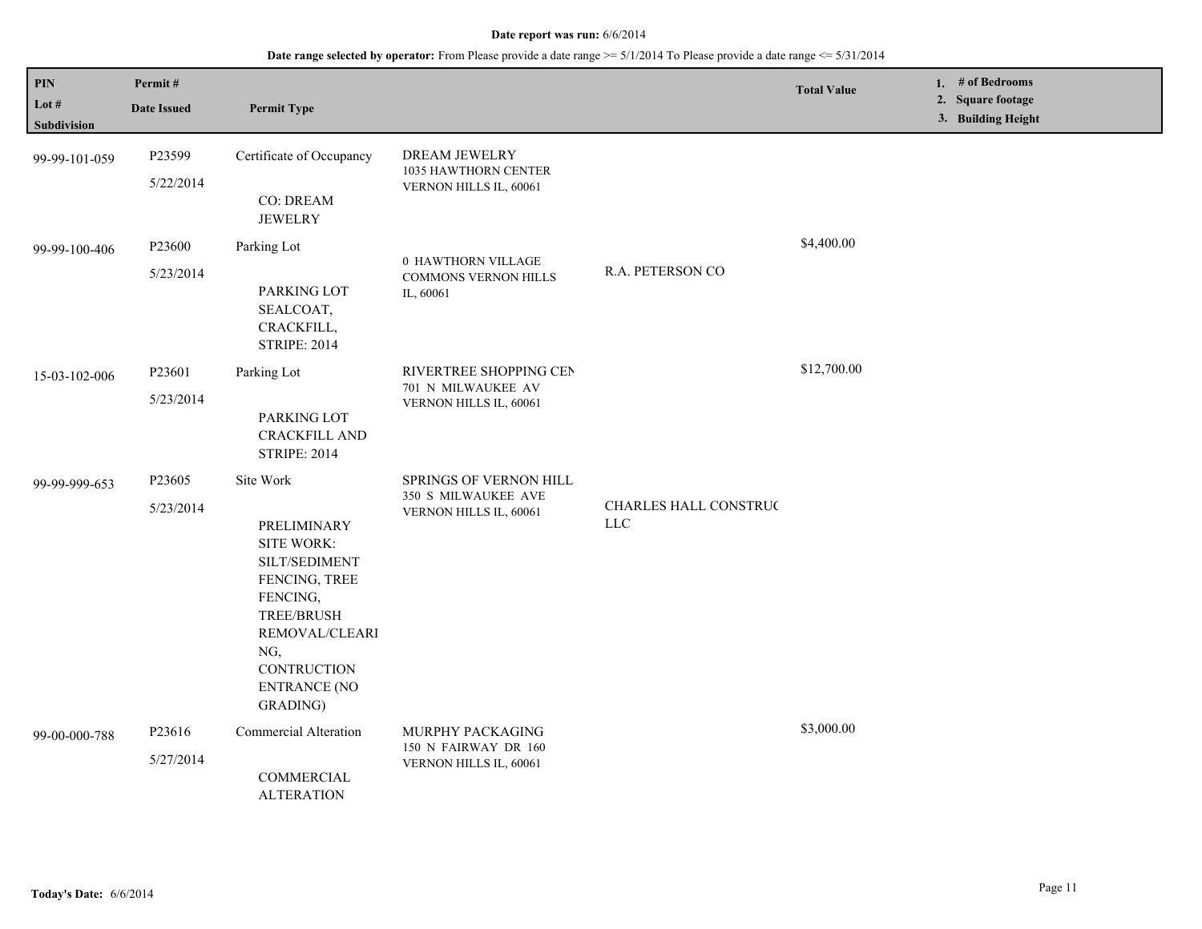**Date report was run:** 6/6/2014

**Date range selected by operator:** From Please provide a date range >= 5/1/2014 To Please provide a date range <= 5/31/2014

| PIN<br>Lot #<br>Subdivision | Permit #<br>Date Issued | Permit Type | | | Total Value | 1. # of Bedrooms<br>2. Square footage<br>3. Building Height |
|---|---|---|---|---|---|---|
| 99-99-101-059 | P23599<br>5/22/2014 | Certificate of Occupancy<br><br>CO: DREAM JEWELRY | DREAM JEWELRY<br>1035 HAWTHORN CENTER<br>VERNON HILLS IL, 60061 | | | |
| 99-99-100-406 | P23600<br>5/23/2014 | Parking Lot<br><br>PARKING LOT SEALCOAT, CRACKFILL, STRIPE: 2014 | 0 HAWTHORN VILLAGE COMMONS VERNON HILLS IL, 60061 | R.A. PETERSON CO | $4,400.00 | |
| 15-03-102-006 | P23601<br>5/23/2014 | Parking Lot<br><br>PARKING LOT CRACKFILL AND STRIPE: 2014 | RIVERTREE SHOPPING CEN<br>701 N MILWAUKEE AV<br>VERNON HILLS IL, 60061 | | $12,700.00 | |
| 99-99-999-653 | P23605<br>5/23/2014 | Site Work<br><br>PRELIMINARY SITE WORK: SILT/SEDIMENT FENCING, TREE FENCING, TREE/BRUSH REMOVAL/CLEARING, CONTRUCTION ENTRANCE (NO GRADING) | SPRINGS OF VERNON HILL<br>350 S MILWAUKEE AVE<br>VERNON HILLS IL, 60061 | CHARLES HALL CONSTRUC LLC | | |
| 99-00-000-788 | P23616<br>5/27/2014 | Commercial Alteration<br><br>COMMERCIAL ALTERATION | MURPHY PACKAGING<br>150 N FAIRWAY DR 160<br>VERNON HILLS IL, 60061 | | $3,000.00 | |

**Today's Date:** 6/6/2014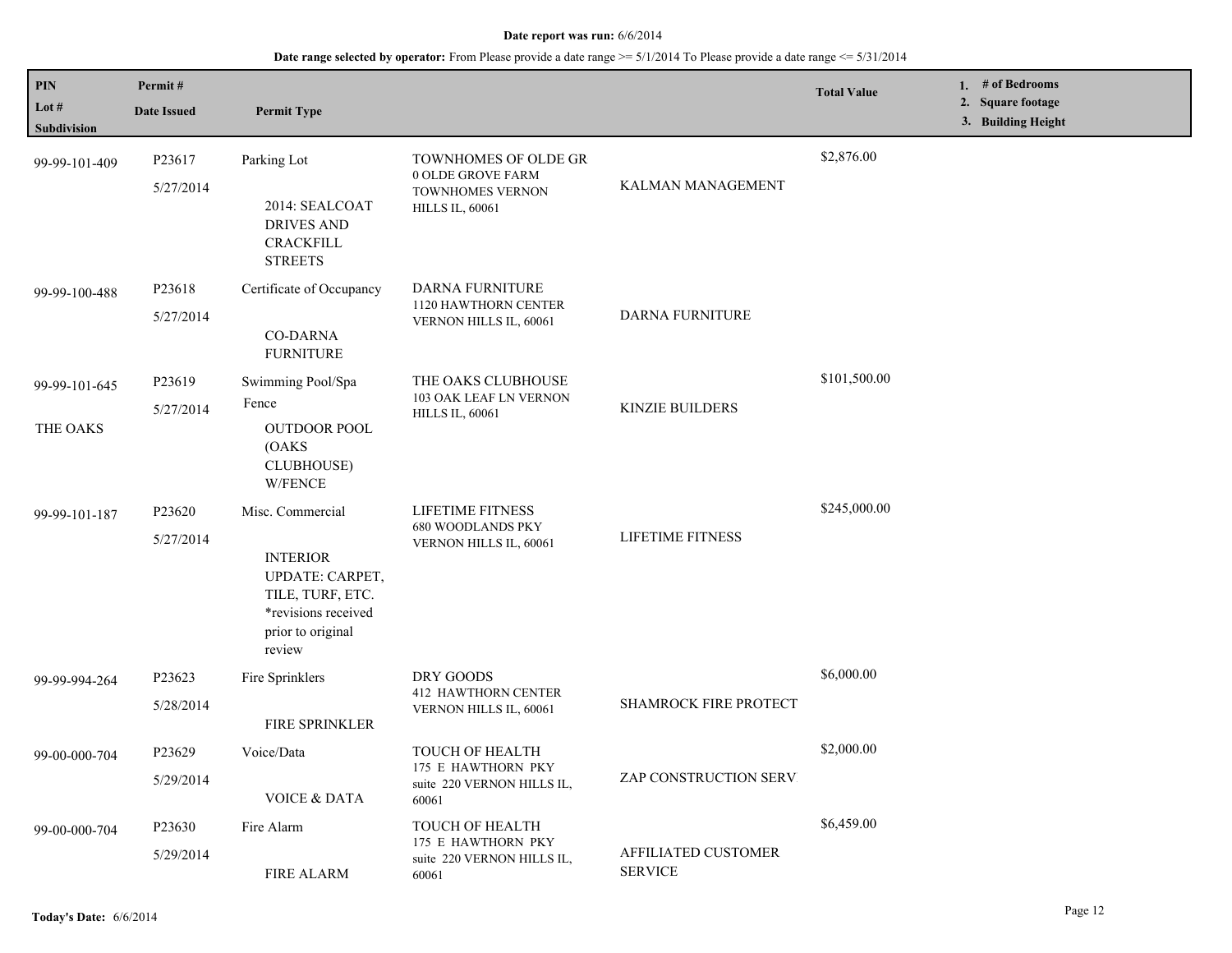**Date report was run:** 6/6/2014

**Date range selected by operator:** From Please provide a date range >= 5/1/2014 To Please provide a date range <= 5/31/2014

| PIN<br>Lot #<br>Subdivision | Permit #<br>Date Issued | Permit Type | | | Total Value | 1. # of Bedrooms<br>2. Square footage<br>3. Building Height |
|---|---|---|---|---|---|---|
| 99-99-101-409 | P23617<br>5/27/2014 | Parking Lot<br>2014: SEALCOAT DRIVES AND CRACKFILL STREETS | TOWNHOMES OF OLDE GR<br>0 OLDE GROVE FARM TOWNHOMES VERNON HILLS IL, 60061 | KALMAN MANAGEMENT | $2,876.00 | |
| 99-99-100-488 | P23618<br>5/27/2014 | Certificate of Occupancy<br>CO-DARNA FURNITURE | DARNA FURNITURE<br>1120 HAWTHORN CENTER VERNON HILLS IL, 60061 | DARNA FURNITURE | | |
| 99-99-101-645<br>THE OAKS | P23619<br>5/27/2014 | Swimming Pool/Spa<br>Fence<br>OUTDOOR POOL (OAKS CLUBHOUSE) W/FENCE | THE OAKS CLUBHOUSE<br>103 OAK LEAF LN VERNON HILLS IL, 60061 | KINZIE BUILDERS | $101,500.00 | |
| 99-99-101-187 | P23620<br>5/27/2014 | Misc. Commercial<br>INTERIOR UPDATE: CARPET, TILE, TURF, ETC. *revisions received prior to original review | LIFETIME FITNESS<br>680 WOODLANDS PKY VERNON HILLS IL, 60061 | LIFETIME FITNESS | $245,000.00 | |
| 99-99-994-264 | P23623<br>5/28/2014 | Fire Sprinklers<br>FIRE SPRINKLER | DRY GOODS<br>412 HAWTHORN CENTER VERNON HILLS IL, 60061 | SHAMROCK FIRE PROTECT | $6,000.00 | |
| 99-00-000-704 | P23629<br>5/29/2014 | Voice/Data<br>VOICE & DATA | TOUCH OF HEALTH<br>175 E HAWTHORN PKY suite 220 VERNON HILLS IL, 60061 | ZAP CONSTRUCTION SERV | $2,000.00 | |
| 99-00-000-704 | P23630<br>5/29/2014 | Fire Alarm<br>FIRE ALARM | TOUCH OF HEALTH<br>175 E HAWTHORN PKY suite 220 VERNON HILLS IL, 60061 | AFFILIATED CUSTOMER SERVICE | $6,459.00 | |

**Today's Date:** 6/6/2014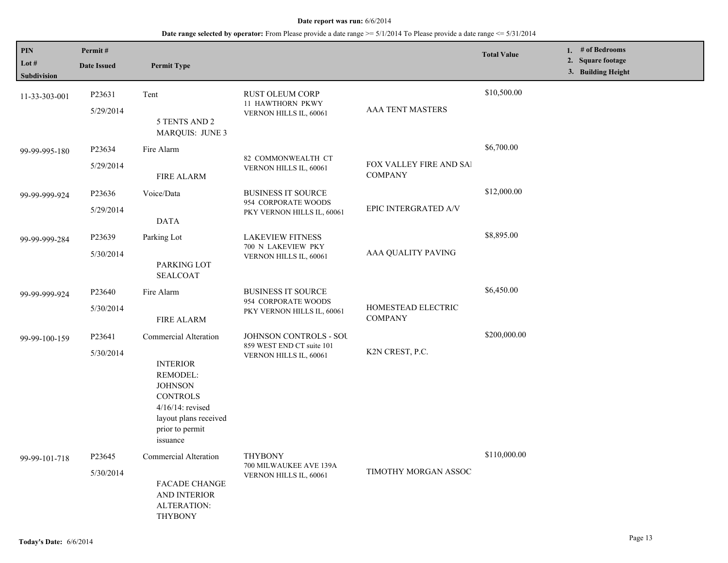**Date report was run:** 6/6/2014

**Date range selected by operator:** From Please provide a date range >= 5/1/2014 To Please provide a date range <= 5/31/2014

| PIN / Lot # / Subdivision | Permit # / Date Issued | Permit Type | | | Total Value | 1. # of Bedrooms 2. Square footage 3. Building Height |
|---|---|---|---|---|---|---|
| 11-33-303-001 | P23631<br>5/29/2014 | Tent<br>5 TENTS AND 2 MARQUIS: JUNE 3 | RUST OLEUM CORP<br>11 HAWTHORN PKWY<br>VERNON HILLS IL, 60061 | AAA TENT MASTERS | $10,500.00 | |
| 99-99-995-180 | P23634<br>5/29/2014 | Fire Alarm<br>FIRE ALARM | 82 COMMONWEALTH CT<br>VERNON HILLS IL, 60061 | FOX VALLEY FIRE AND SAI COMPANY | $6,700.00 | |
| 99-99-999-924 | P23636<br>5/29/2014 | Voice/Data<br>DATA | BUSINESS IT SOURCE<br>954 CORPORATE WOODS PKY VERNON HILLS IL, 60061 | EPIC INTERGRATED A/V | $12,000.00 | |
| 99-99-999-284 | P23639<br>5/30/2014 | Parking Lot<br>PARKING LOT SEALCOAT | LAKEVIEW FITNESS<br>700 N LAKEVIEW PKY<br>VERNON HILLS IL, 60061 | AAA QUALITY PAVING | $8,895.00 | |
| 99-99-999-924 | P23640<br>5/30/2014 | Fire Alarm<br>FIRE ALARM | BUSINESS IT SOURCE<br>954 CORPORATE WOODS PKY VERNON HILLS IL, 60061 | HOMESTEAD ELECTRIC COMPANY | $6,450.00 | |
| 99-99-100-159 | P23641<br>5/30/2014 | Commercial Alteration<br>INTERIOR REMODEL: JOHNSON CONTROLS 4/16/14: revised layout plans received prior to permit issuance | JOHNSON CONTROLS - SOU<br>859 WEST END CT suite 101<br>VERNON HILLS IL, 60061 | K2N CREST, P.C. | $200,000.00 | |
| 99-99-101-718 | P23645<br>5/30/2014 | Commercial Alteration<br>FACADE CHANGE AND INTERIOR ALTERATION: THYBONY | THYBONY<br>700 MILWAUKEE AVE 139A<br>VERNON HILLS IL, 60061 | TIMOTHY MORGAN ASSOC | $110,000.00 | |

**Today's Date:** 6/6/2014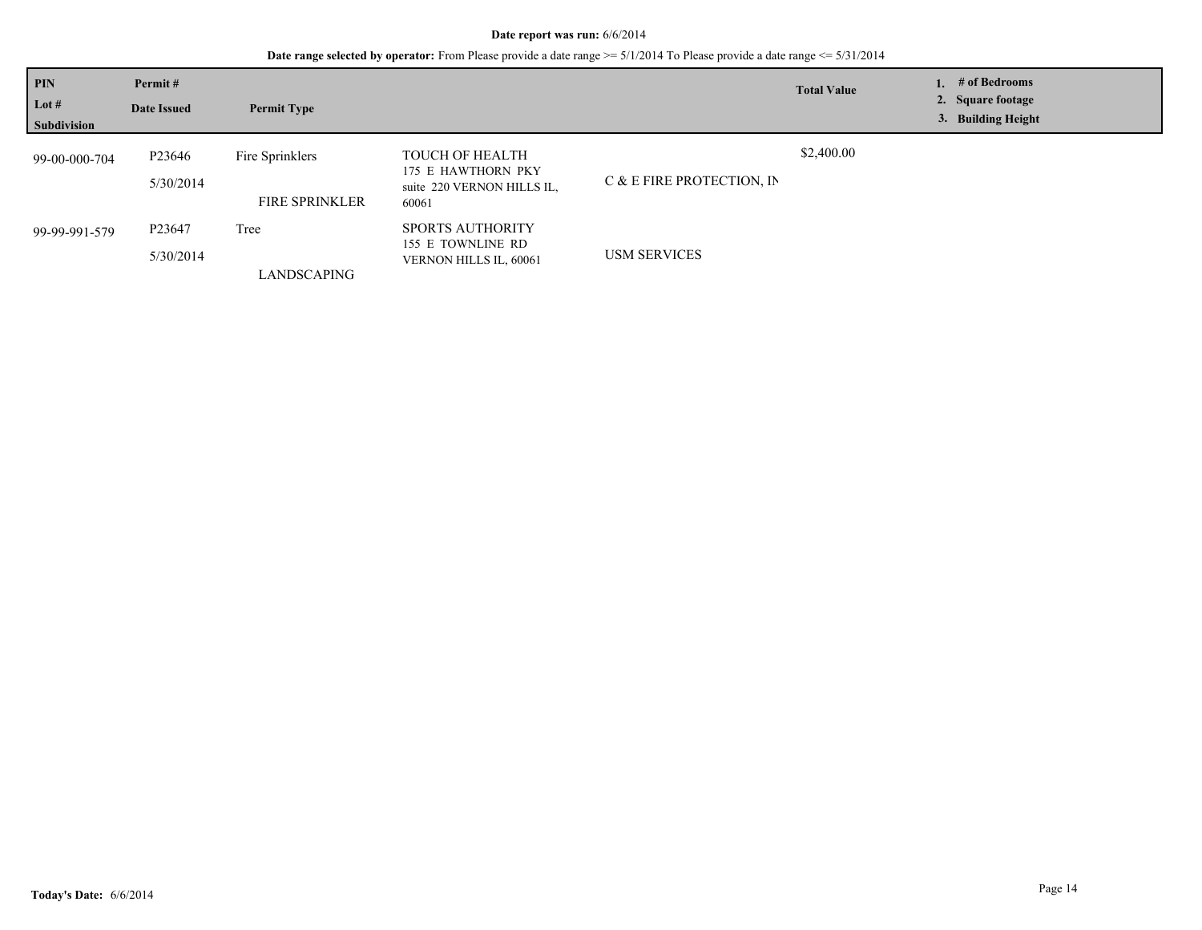**Date report was run:** 6/6/2014

**Date range selected by operator:** From Please provide a date range >= 5/1/2014 To Please provide a date range <= 5/31/2014

| PIN<br>Lot #<br>Subdivision | Permit #<br>Date Issued | Permit Type | | | Total Value | 1. # of Bedrooms<br>2. Square footage<br>3. Building Height |
|---|---|---|---|---|---|---|
| 99-00-000-704 | P23646<br>5/30/2014 | Fire Sprinklers<br>FIRE SPRINKLER | TOUCH OF HEALTH<br>175 E HAWTHORN PKY<br>suite 220 VERNON HILLS IL, 60061 | C & E FIRE PROTECTION, IN | $2,400.00 | |
| 99-99-991-579 | P23647<br>5/30/2014 | Tree<br>LANDSCAPING | SPORTS AUTHORITY<br>155 E TOWNLINE RD<br>VERNON HILLS IL, 60061 | USM SERVICES | | |

**Today's Date:** 6/6/2014